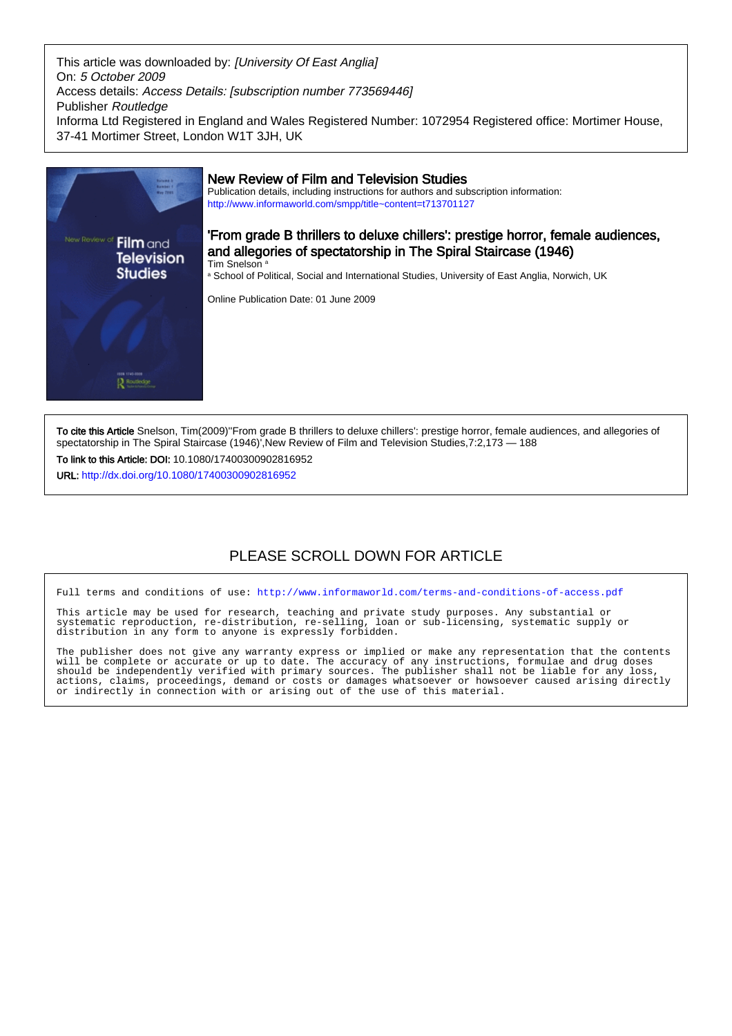This article was downloaded by: *[University Of East Anglia]*
On: *5 October 2009*
Access details: *Access Details: [subscription number 773569446]*
Publisher *Routledge*
Informa Ltd Registered in England and Wales Registered Number: 1072954 Registered office: Mortimer House, 37-41 Mortimer Street, London W1T 3JH, UK

## New Review of Film and Television Studies

Publication details, including instructions for authors and subscription information:
http://www.informaworld.com/smpp/title~content=t713701127

# 'From grade B thrillers to deluxe chillers': prestige horror, female audiences, and allegories of spectatorship in The Spiral Staircase (1946)

Tim Snelson [a]

[a] School of Political, Social and International Studies, University of East Anglia, Norwich, UK

Online Publication Date: 01 June 2009

**To cite this Article** Snelson, Tim(2009)''From grade B thrillers to deluxe chillers': prestige horror, female audiences, and allegories of spectatorship in The Spiral Staircase (1946)',New Review of Film and Television Studies,7:2,173 — 188

**To link to this Article: DOI:** 10.1080/17400300902816952

**URL:** http://dx.doi.org/10.1080/17400300902816952

PLEASE SCROLL DOWN FOR ARTICLE

Full terms and conditions of use: http://www.informaworld.com/terms-and-conditions-of-access.pdf

This article may be used for research, teaching and private study purposes. Any substantial or systematic reproduction, re-distribution, re-selling, loan or sub-licensing, systematic supply or distribution in any form to anyone is expressly forbidden.

The publisher does not give any warranty express or implied or make any representation that the contents will be complete or accurate or up to date. The accuracy of any instructions, formulae and drug doses should be independently verified with primary sources. The publisher shall not be liable for any loss, actions, claims, proceedings, demand or costs or damages whatsoever or howsoever caused arising directly or indirectly in connection with or arising out of the use of this material.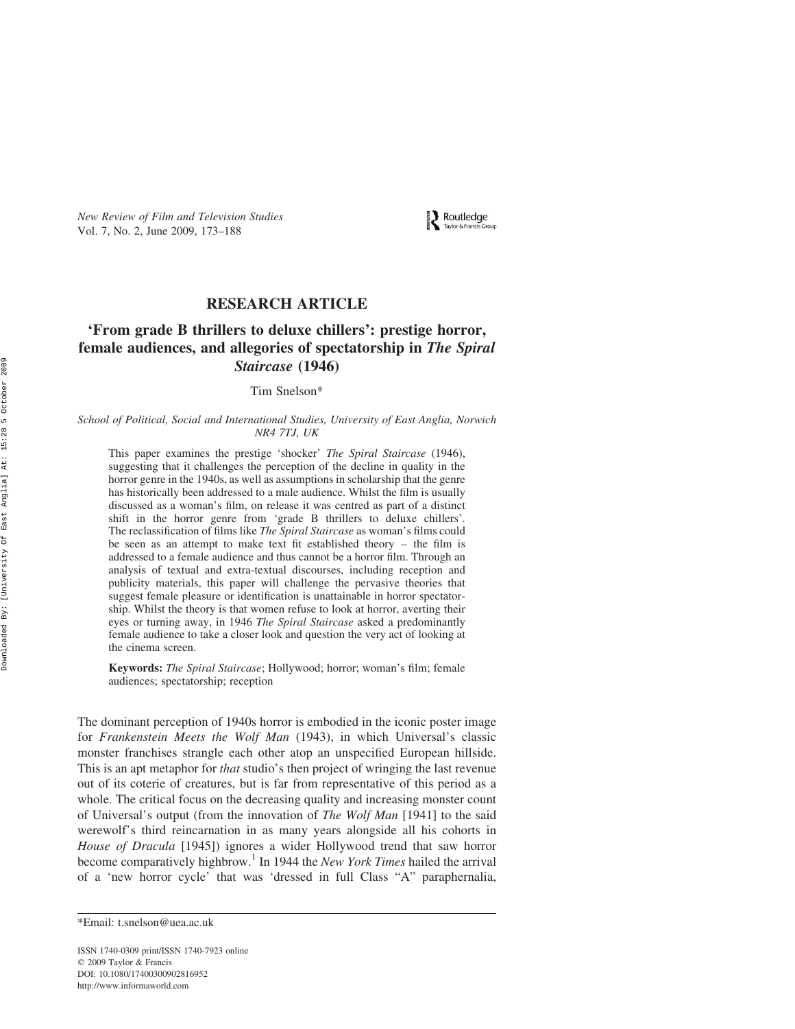## RESEARCH ARTICLE

# 'From grade B thrillers to deluxe chillers': prestige horror, female audiences, and allegories of spectatorship in *The Spiral Staircase* (1946)

Tim Snelson*

*School of Political, Social and International Studies, University of East Anglia, Norwich NR4 7TJ, UK*

> This paper examines the prestige 'shocker' *The Spiral Staircase* (1946), suggesting that it challenges the perception of the decline in quality in the horror genre in the 1940s, as well as assumptions in scholarship that the genre has historically been addressed to a male audience. Whilst the film is usually discussed as a woman's film, on release it was centred as part of a distinct shift in the horror genre from 'grade B thrillers to deluxe chillers'. The reclassification of films like *The Spiral Staircase* as woman's films could be seen as an attempt to make text fit established theory – the film is addressed to a female audience and thus cannot be a horror film. Through an analysis of textual and extra-textual discourses, including reception and publicity materials, this paper will challenge the pervasive theories that suggest female pleasure or identification is unattainable in horror spectatorship. Whilst the theory is that women refuse to look at horror, averting their eyes or turning away, in 1946 *The Spiral Staircase* asked a predominantly female audience to take a closer look and question the very act of looking at the cinema screen.
>
> **Keywords:** *The Spiral Staircase*; Hollywood; horror; woman's film; female audiences; spectatorship; reception

The dominant perception of 1940s horror is embodied in the iconic poster image for *Frankenstein Meets the Wolf Man* (1943), in which Universal's classic monster franchises strangle each other atop an unspecified European hillside. This is an apt metaphor for *that* studio's then project of wringing the last revenue out of its coterie of creatures, but is far from representative of this period as a whole. The critical focus on the decreasing quality and increasing monster count of Universal's output (from the innovation of *The Wolf Man* [1941] to the said werewolf's third reincarnation in as many years alongside all his cohorts in *House of Dracula* [1945]) ignores a wider Hollywood trend that saw horror become comparatively highbrow.[1] In 1944 the *New York Times* hailed the arrival of a 'new horror cycle' that was 'dressed in full Class "A" paraphernalia,

*Email: t.snelson@uea.ac.uk

ISSN 1740-0309 print/ISSN 1740-7923 online
© 2009 Taylor & Francis
DOI: 10.1080/17400300902816952
http://www.informaworld.com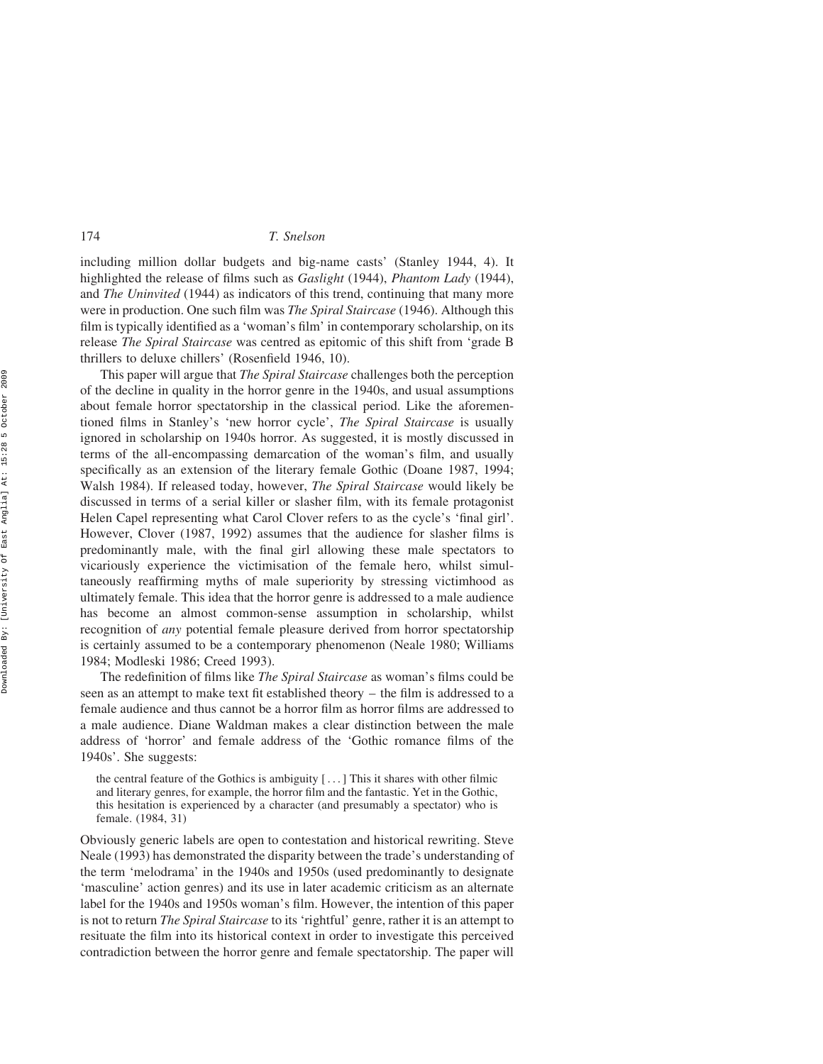including million dollar budgets and big-name casts' (Stanley 1944, 4). It highlighted the release of films such as *Gaslight* (1944), *Phantom Lady* (1944), and *The Uninvited* (1944) as indicators of this trend, continuing that many more were in production. One such film was *The Spiral Staircase* (1946). Although this film is typically identified as a 'woman's film' in contemporary scholarship, on its release *The Spiral Staircase* was centred as epitomic of this shift from 'grade B thrillers to deluxe chillers' (Rosenfield 1946, 10).

This paper will argue that *The Spiral Staircase* challenges both the perception of the decline in quality in the horror genre in the 1940s, and usual assumptions about female horror spectatorship in the classical period. Like the aforementioned films in Stanley's 'new horror cycle', *The Spiral Staircase* is usually ignored in scholarship on 1940s horror. As suggested, it is mostly discussed in terms of the all-encompassing demarcation of the woman's film, and usually specifically as an extension of the literary female Gothic (Doane 1987, 1994; Walsh 1984). If released today, however, *The Spiral Staircase* would likely be discussed in terms of a serial killer or slasher film, with its female protagonist Helen Capel representing what Carol Clover refers to as the cycle's 'final girl'. However, Clover (1987, 1992) assumes that the audience for slasher films is predominantly male, with the final girl allowing these male spectators to vicariously experience the victimisation of the female hero, whilst simultaneously reaffirming myths of male superiority by stressing victimhood as ultimately female. This idea that the horror genre is addressed to a male audience has become an almost common-sense assumption in scholarship, whilst recognition of *any* potential female pleasure derived from horror spectatorship is certainly assumed to be a contemporary phenomenon (Neale 1980; Williams 1984; Modleski 1986; Creed 1993).

The redefinition of films like *The Spiral Staircase* as woman's films could be seen as an attempt to make text fit established theory – the film is addressed to a female audience and thus cannot be a horror film as horror films are addressed to a male audience. Diane Waldman makes a clear distinction between the male address of 'horror' and female address of the 'Gothic romance films of the 1940s'. She suggests:

> the central feature of the Gothics is ambiguity [ . . . ] This it shares with other filmic and literary genres, for example, the horror film and the fantastic. Yet in the Gothic, this hesitation is experienced by a character (and presumably a spectator) who is female. (1984, 31)

Obviously generic labels are open to contestation and historical rewriting. Steve Neale (1993) has demonstrated the disparity between the trade's understanding of the term 'melodrama' in the 1940s and 1950s (used predominantly to designate 'masculine' action genres) and its use in later academic criticism as an alternate label for the 1940s and 1950s woman's film. However, the intention of this paper is not to return *The Spiral Staircase* to its 'rightful' genre, rather it is an attempt to resituate the film into its historical context in order to investigate this perceived contradiction between the horror genre and female spectatorship. The paper will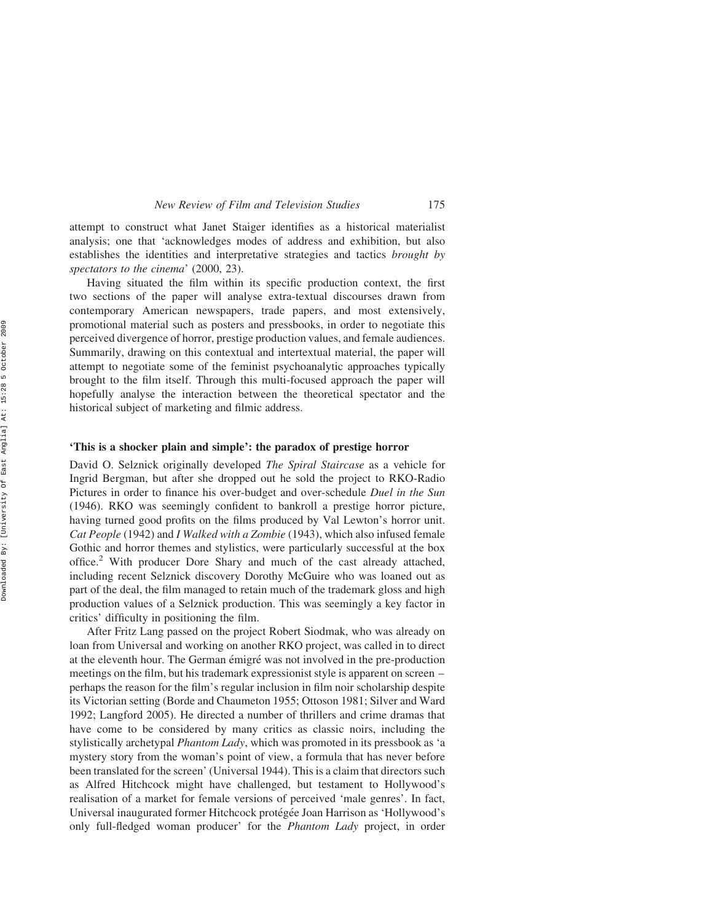attempt to construct what Janet Staiger identifies as a historical materialist analysis; one that 'acknowledges modes of address and exhibition, but also establishes the identities and interpretative strategies and tactics *brought by spectators to the cinema*' (2000, 23).

Having situated the film within its specific production context, the first two sections of the paper will analyse extra-textual discourses drawn from contemporary American newspapers, trade papers, and most extensively, promotional material such as posters and pressbooks, in order to negotiate this perceived divergence of horror, prestige production values, and female audiences. Summarily, drawing on this contextual and intertextual material, the paper will attempt to negotiate some of the feminist psychoanalytic approaches typically brought to the film itself. Through this multi-focused approach the paper will hopefully analyse the interaction between the theoretical spectator and the historical subject of marketing and filmic address.

## 'This is a shocker plain and simple': the paradox of prestige horror

David O. Selznick originally developed *The Spiral Staircase* as a vehicle for Ingrid Bergman, but after she dropped out he sold the project to RKO-Radio Pictures in order to finance his over-budget and over-schedule *Duel in the Sun* (1946). RKO was seemingly confident to bankroll a prestige horror picture, having turned good profits on the films produced by Val Lewton's horror unit. *Cat People* (1942) and *I Walked with a Zombie* (1943), which also infused female Gothic and horror themes and stylistics, were particularly successful at the box office.[2] With producer Dore Shary and much of the cast already attached, including recent Selznick discovery Dorothy McGuire who was loaned out as part of the deal, the film managed to retain much of the trademark gloss and high production values of a Selznick production. This was seemingly a key factor in critics' difficulty in positioning the film.

After Fritz Lang passed on the project Robert Siodmak, who was already on loan from Universal and working on another RKO project, was called in to direct at the eleventh hour. The German émigré was not involved in the pre-production meetings on the film, but his trademark expressionist style is apparent on screen – perhaps the reason for the film's regular inclusion in film noir scholarship despite its Victorian setting (Borde and Chaumeton 1955; Ottoson 1981; Silver and Ward 1992; Langford 2005). He directed a number of thrillers and crime dramas that have come to be considered by many critics as classic noirs, including the stylistically archetypal *Phantom Lady*, which was promoted in its pressbook as 'a mystery story from the woman's point of view, a formula that has never before been translated for the screen' (Universal 1944). This is a claim that directors such as Alfred Hitchcock might have challenged, but testament to Hollywood's realisation of a market for female versions of perceived 'male genres'. In fact, Universal inaugurated former Hitchcock protégée Joan Harrison as 'Hollywood's only full-fledged woman producer' for the *Phantom Lady* project, in order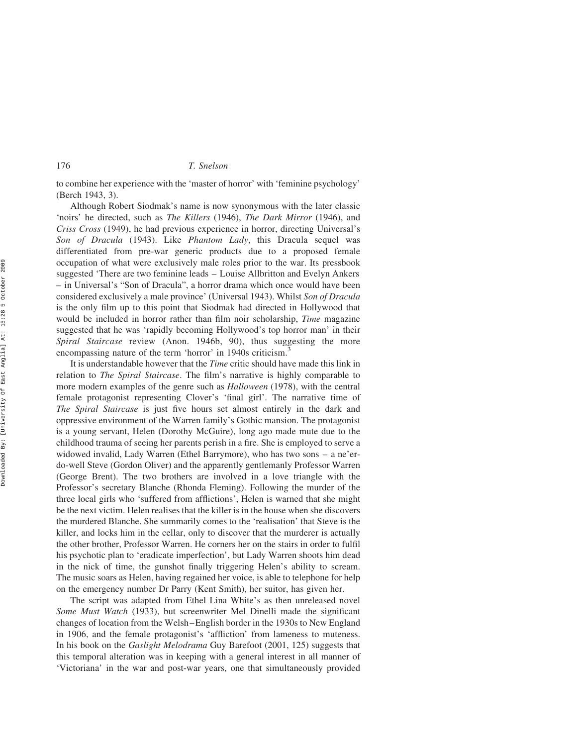to combine her experience with the 'master of horror' with 'feminine psychology' (Berch 1943, 3).

Although Robert Siodmak's name is now synonymous with the later classic 'noirs' he directed, such as *The Killers* (1946), *The Dark Mirror* (1946), and *Criss Cross* (1949), he had previous experience in horror, directing Universal's *Son of Dracula* (1943). Like *Phantom Lady*, this Dracula sequel was differentiated from pre-war generic products due to a proposed female occupation of what were exclusively male roles prior to the war. Its pressbook suggested 'There are two feminine leads – Louise Allbritton and Evelyn Ankers – in Universal's "Son of Dracula", a horror drama which once would have been considered exclusively a male province' (Universal 1943). Whilst *Son of Dracula* is the only film up to this point that Siodmak had directed in Hollywood that would be included in horror rather than film noir scholarship, *Time* magazine suggested that he was 'rapidly becoming Hollywood's top horror man' in their *Spiral Staircase* review (Anon. 1946b, 90), thus suggesting the more encompassing nature of the term 'horror' in 1940s criticism.[3]

It is understandable however that the *Time* critic should have made this link in relation to *The Spiral Staircase*. The film's narrative is highly comparable to more modern examples of the genre such as *Halloween* (1978), with the central female protagonist representing Clover's 'final girl'. The narrative time of *The Spiral Staircase* is just five hours set almost entirely in the dark and oppressive environment of the Warren family's Gothic mansion. The protagonist is a young servant, Helen (Dorothy McGuire), long ago made mute due to the childhood trauma of seeing her parents perish in a fire. She is employed to serve a widowed invalid, Lady Warren (Ethel Barrymore), who has two sons – a ne'er-do-well Steve (Gordon Oliver) and the apparently gentlemanly Professor Warren (George Brent). The two brothers are involved in a love triangle with the Professor's secretary Blanche (Rhonda Fleming). Following the murder of the three local girls who 'suffered from afflictions', Helen is warned that she might be the next victim. Helen realises that the killer is in the house when she discovers the murdered Blanche. She summarily comes to the 'realisation' that Steve is the killer, and locks him in the cellar, only to discover that the murderer is actually the other brother, Professor Warren. He corners her on the stairs in order to fulfil his psychotic plan to 'eradicate imperfection', but Lady Warren shoots him dead in the nick of time, the gunshot finally triggering Helen's ability to scream. The music soars as Helen, having regained her voice, is able to telephone for help on the emergency number Dr Parry (Kent Smith), her suitor, has given her.

The script was adapted from Ethel Lina White's as then unreleased novel *Some Must Watch* (1933), but screenwriter Mel Dinelli made the significant changes of location from the Welsh–English border in the 1930s to New England in 1906, and the female protagonist's 'affliction' from lameness to muteness. In his book on the *Gaslight Melodrama* Guy Barefoot (2001, 125) suggests that this temporal alteration was in keeping with a general interest in all manner of 'Victoriana' in the war and post-war years, one that simultaneously provided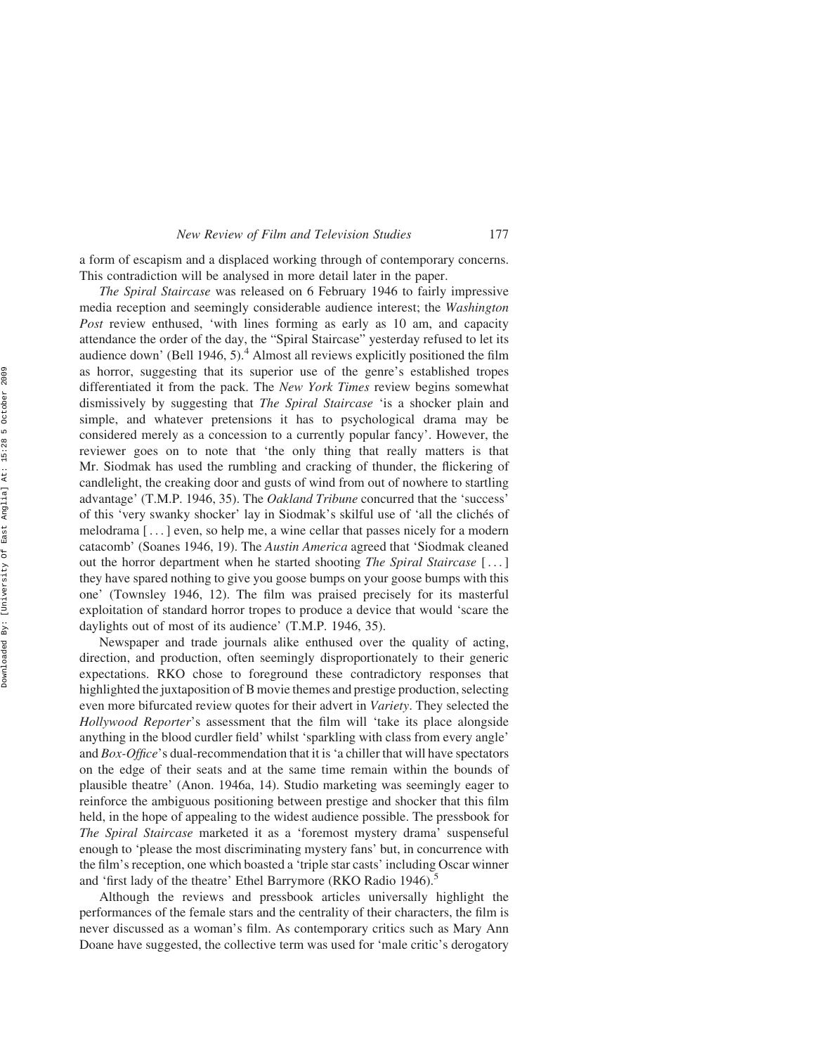a form of escapism and a displaced working through of contemporary concerns. This contradiction will be analysed in more detail later in the paper.

*The Spiral Staircase* was released on 6 February 1946 to fairly impressive media reception and seemingly considerable audience interest; the *Washington Post* review enthused, 'with lines forming as early as 10 am, and capacity attendance the order of the day, the "Spiral Staircase" yesterday refused to let its audience down' (Bell 1946, 5).[4] Almost all reviews explicitly positioned the film as horror, suggesting that its superior use of the genre's established tropes differentiated it from the pack. The *New York Times* review begins somewhat dismissively by suggesting that *The Spiral Staircase* 'is a shocker plain and simple, and whatever pretensions it has to psychological drama may be considered merely as a concession to a currently popular fancy'. However, the reviewer goes on to note that 'the only thing that really matters is that Mr. Siodmak has used the rumbling and cracking of thunder, the flickering of candlelight, the creaking door and gusts of wind from out of nowhere to startling advantage' (T.M.P. 1946, 35). The *Oakland Tribune* concurred that the 'success' of this 'very swanky shocker' lay in Siodmak's skilful use of 'all the clichés of melodrama [ ... ] even, so help me, a wine cellar that passes nicely for a modern catacomb' (Soanes 1946, 19). The *Austin America* agreed that 'Siodmak cleaned out the horror department when he started shooting *The Spiral Staircase* [ ... ] they have spared nothing to give you goose bumps on your goose bumps with this one' (Townsley 1946, 12). The film was praised precisely for its masterful exploitation of standard horror tropes to produce a device that would 'scare the daylights out of most of its audience' (T.M.P. 1946, 35).

Newspaper and trade journals alike enthused over the quality of acting, direction, and production, often seemingly disproportionately to their generic expectations. RKO chose to foreground these contradictory responses that highlighted the juxtaposition of B movie themes and prestige production, selecting even more bifurcated review quotes for their advert in *Variety*. They selected the *Hollywood Reporter*'s assessment that the film will 'take its place alongside anything in the blood curdler field' whilst 'sparkling with class from every angle' and *Box-Office*'s dual-recommendation that it is 'a chiller that will have spectators on the edge of their seats and at the same time remain within the bounds of plausible theatre' (Anon. 1946a, 14). Studio marketing was seemingly eager to reinforce the ambiguous positioning between prestige and shocker that this film held, in the hope of appealing to the widest audience possible. The pressbook for *The Spiral Staircase* marketed it as a 'foremost mystery drama' suspenseful enough to 'please the most discriminating mystery fans' but, in concurrence with the film's reception, one which boasted a 'triple star casts' including Oscar winner and 'first lady of the theatre' Ethel Barrymore (RKO Radio 1946).[5]

Although the reviews and pressbook articles universally highlight the performances of the female stars and the centrality of their characters, the film is never discussed as a woman's film. As contemporary critics such as Mary Ann Doane have suggested, the collective term was used for 'male critic's derogatory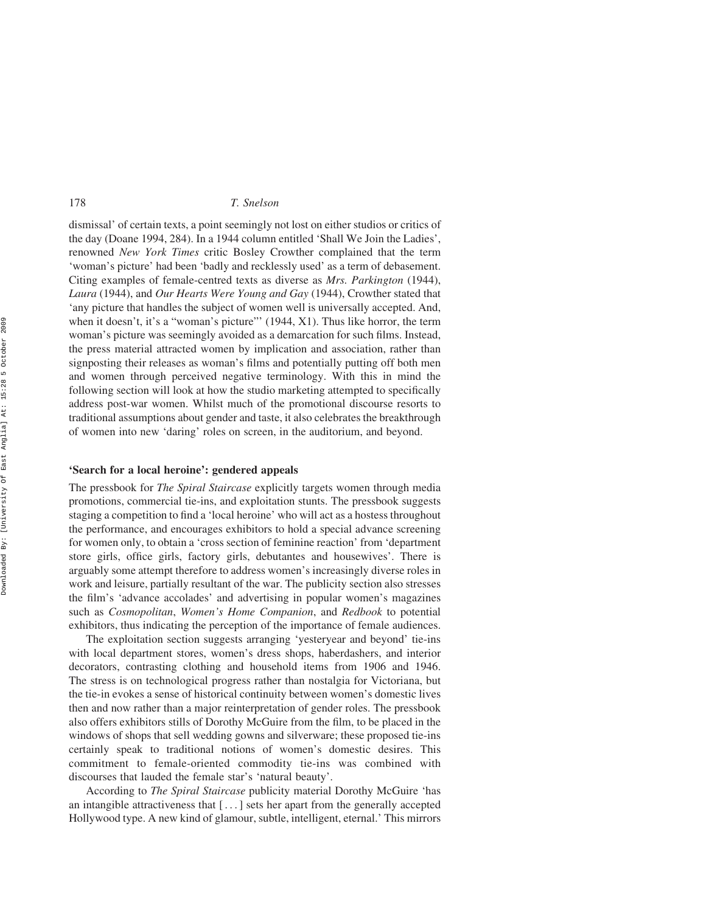dismissal' of certain texts, a point seemingly not lost on either studios or critics of the day (Doane 1994, 284). In a 1944 column entitled 'Shall We Join the Ladies', renowned *New York Times* critic Bosley Crowther complained that the term 'woman's picture' had been 'badly and recklessly used' as a term of debasement. Citing examples of female-centred texts as diverse as *Mrs. Parkington* (1944), *Laura* (1944), and *Our Hearts Were Young and Gay* (1944), Crowther stated that 'any picture that handles the subject of women well is universally accepted. And, when it doesn't, it's a "woman's picture"' (1944, X1). Thus like horror, the term woman's picture was seemingly avoided as a demarcation for such films. Instead, the press material attracted women by implication and association, rather than signposting their releases as woman's films and potentially putting off both men and women through perceived negative terminology. With this in mind the following section will look at how the studio marketing attempted to specifically address post-war women. Whilst much of the promotional discourse resorts to traditional assumptions about gender and taste, it also celebrates the breakthrough of women into new 'daring' roles on screen, in the auditorium, and beyond.

## 'Search for a local heroine': gendered appeals

The pressbook for *The Spiral Staircase* explicitly targets women through media promotions, commercial tie-ins, and exploitation stunts. The pressbook suggests staging a competition to find a 'local heroine' who will act as a hostess throughout the performance, and encourages exhibitors to hold a special advance screening for women only, to obtain a 'cross section of feminine reaction' from 'department store girls, office girls, factory girls, debutantes and housewives'. There is arguably some attempt therefore to address women's increasingly diverse roles in work and leisure, partially resultant of the war. The publicity section also stresses the film's 'advance accolades' and advertising in popular women's magazines such as *Cosmopolitan*, *Women's Home Companion*, and *Redbook* to potential exhibitors, thus indicating the perception of the importance of female audiences.

The exploitation section suggests arranging 'yesteryear and beyond' tie-ins with local department stores, women's dress shops, haberdashers, and interior decorators, contrasting clothing and household items from 1906 and 1946. The stress is on technological progress rather than nostalgia for Victoriana, but the tie-in evokes a sense of historical continuity between women's domestic lives then and now rather than a major reinterpretation of gender roles. The pressbook also offers exhibitors stills of Dorothy McGuire from the film, to be placed in the windows of shops that sell wedding gowns and silverware; these proposed tie-ins certainly speak to traditional notions of women's domestic desires. This commitment to female-oriented commodity tie-ins was combined with discourses that lauded the female star's 'natural beauty'.

According to *The Spiral Staircase* publicity material Dorothy McGuire 'has an intangible attractiveness that [ . . . ] sets her apart from the generally accepted Hollywood type. A new kind of glamour, subtle, intelligent, eternal.' This mirrors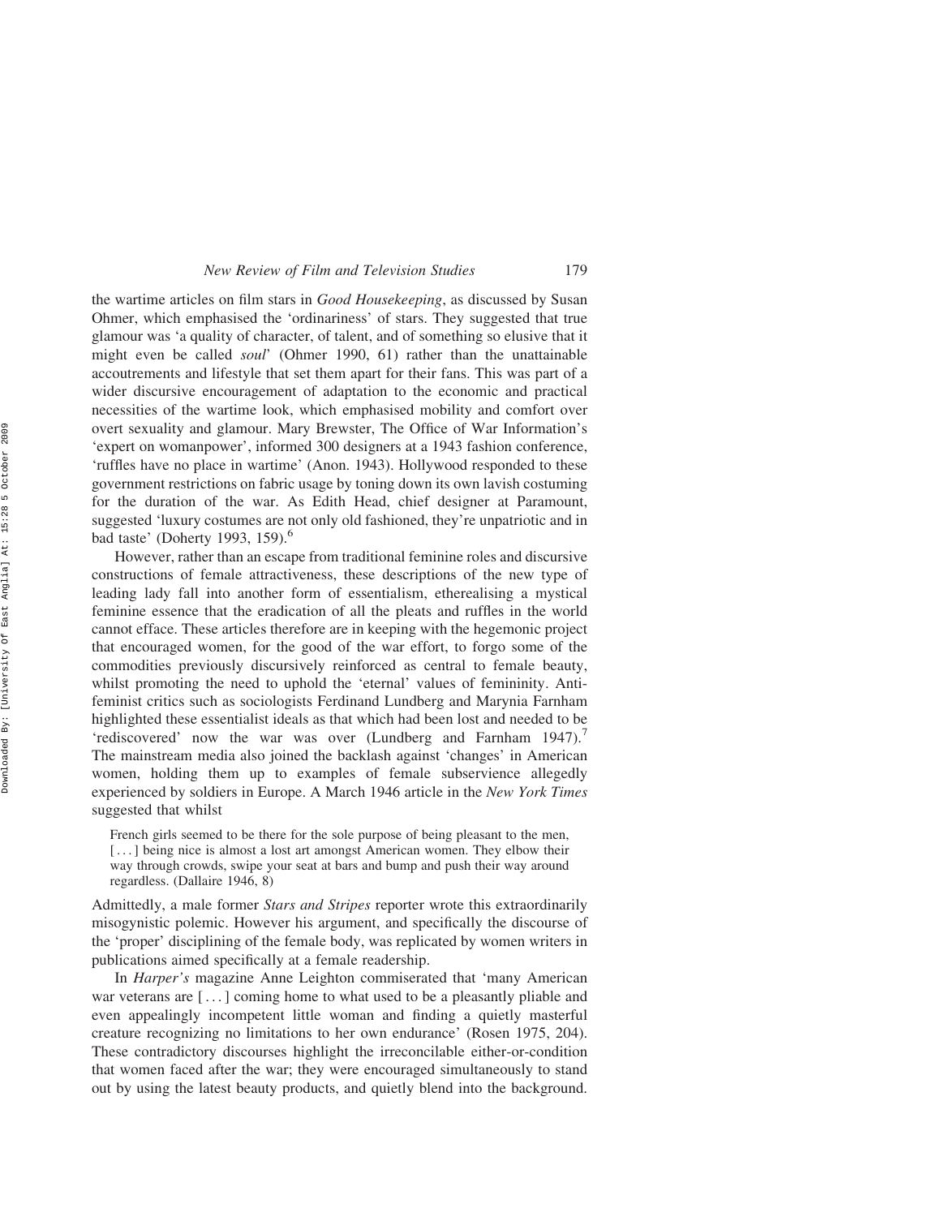the wartime articles on film stars in *Good Housekeeping*, as discussed by Susan Ohmer, which emphasised the 'ordinariness' of stars. They suggested that true glamour was 'a quality of character, of talent, and of something so elusive that it might even be called *soul*' (Ohmer 1990, 61) rather than the unattainable accoutrements and lifestyle that set them apart for their fans. This was part of a wider discursive encouragement of adaptation to the economic and practical necessities of the wartime look, which emphasised mobility and comfort over overt sexuality and glamour. Mary Brewster, The Office of War Information's 'expert on womanpower', informed 300 designers at a 1943 fashion conference, 'ruffles have no place in wartime' (Anon. 1943). Hollywood responded to these government restrictions on fabric usage by toning down its own lavish costuming for the duration of the war. As Edith Head, chief designer at Paramount, suggested 'luxury costumes are not only old fashioned, they're unpatriotic and in bad taste' (Doherty 1993, 159).[6]

However, rather than an escape from traditional feminine roles and discursive constructions of female attractiveness, these descriptions of the new type of leading lady fall into another form of essentialism, etherealising a mystical feminine essence that the eradication of all the pleats and ruffles in the world cannot efface. These articles therefore are in keeping with the hegemonic project that encouraged women, for the good of the war effort, to forgo some of the commodities previously discursively reinforced as central to female beauty, whilst promoting the need to uphold the 'eternal' values of femininity. Anti-feminist critics such as sociologists Ferdinand Lundberg and Marynia Farnham highlighted these essentialist ideals as that which had been lost and needed to be 'rediscovered' now the war was over (Lundberg and Farnham 1947).[7] The mainstream media also joined the backlash against 'changes' in American women, holding them up to examples of female subservience allegedly experienced by soldiers in Europe. A March 1946 article in the *New York Times* suggested that whilst

> French girls seemed to be there for the sole purpose of being pleasant to the men, [ . . . ] being nice is almost a lost art amongst American women. They elbow their way through crowds, swipe your seat at bars and bump and push their way around regardless. (Dallaire 1946, 8)

Admittedly, a male former *Stars and Stripes* reporter wrote this extraordinarily misogynistic polemic. However his argument, and specifically the discourse of the 'proper' disciplining of the female body, was replicated by women writers in publications aimed specifically at a female readership.

In *Harper's* magazine Anne Leighton commiserated that 'many American war veterans are [ . . . ] coming home to what used to be a pleasantly pliable and even appealingly incompetent little woman and finding a quietly masterful creature recognizing no limitations to her own endurance' (Rosen 1975, 204). These contradictory discourses highlight the irreconcilable either-or-condition that women faced after the war; they were encouraged simultaneously to stand out by using the latest beauty products, and quietly blend into the background.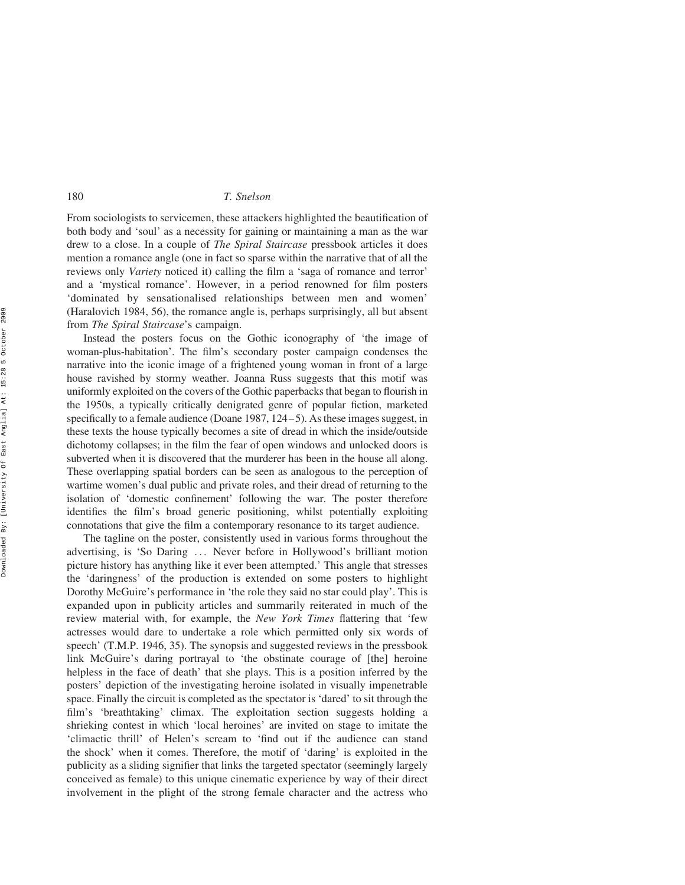From sociologists to servicemen, these attackers highlighted the beautification of both body and 'soul' as a necessity for gaining or maintaining a man as the war drew to a close. In a couple of *The Spiral Staircase* pressbook articles it does mention a romance angle (one in fact so sparse within the narrative that of all the reviews only *Variety* noticed it) calling the film a 'saga of romance and terror' and a 'mystical romance'. However, in a period renowned for film posters 'dominated by sensationalised relationships between men and women' (Haralovich 1984, 56), the romance angle is, perhaps surprisingly, all but absent from *The Spiral Staircase*'s campaign.

Instead the posters focus on the Gothic iconography of 'the image of woman-plus-habitation'. The film's secondary poster campaign condenses the narrative into the iconic image of a frightened young woman in front of a large house ravished by stormy weather. Joanna Russ suggests that this motif was uniformly exploited on the covers of the Gothic paperbacks that began to flourish in the 1950s, a typically critically denigrated genre of popular fiction, marketed specifically to a female audience (Doane 1987, 124–5). As these images suggest, in these texts the house typically becomes a site of dread in which the inside/outside dichotomy collapses; in the film the fear of open windows and unlocked doors is subverted when it is discovered that the murderer has been in the house all along. These overlapping spatial borders can be seen as analogous to the perception of wartime women's dual public and private roles, and their dread of returning to the isolation of 'domestic confinement' following the war. The poster therefore identifies the film's broad generic positioning, whilst potentially exploiting connotations that give the film a contemporary resonance to its target audience.

The tagline on the poster, consistently used in various forms throughout the advertising, is 'So Daring ... Never before in Hollywood's brilliant motion picture history has anything like it ever been attempted.' This angle that stresses the 'daringness' of the production is extended on some posters to highlight Dorothy McGuire's performance in 'the role they said no star could play'. This is expanded upon in publicity articles and summarily reiterated in much of the review material with, for example, the *New York Times* flattering that 'few actresses would dare to undertake a role which permitted only six words of speech' (T.M.P. 1946, 35). The synopsis and suggested reviews in the pressbook link McGuire's daring portrayal to 'the obstinate courage of [the] heroine helpless in the face of death' that she plays. This is a position inferred by the posters' depiction of the investigating heroine isolated in visually impenetrable space. Finally the circuit is completed as the spectator is 'dared' to sit through the film's 'breathtaking' climax. The exploitation section suggests holding a shrieking contest in which 'local heroines' are invited on stage to imitate the 'climactic thrill' of Helen's scream to 'find out if the audience can stand the shock' when it comes. Therefore, the motif of 'daring' is exploited in the publicity as a sliding signifier that links the targeted spectator (seemingly largely conceived as female) to this unique cinematic experience by way of their direct involvement in the plight of the strong female character and the actress who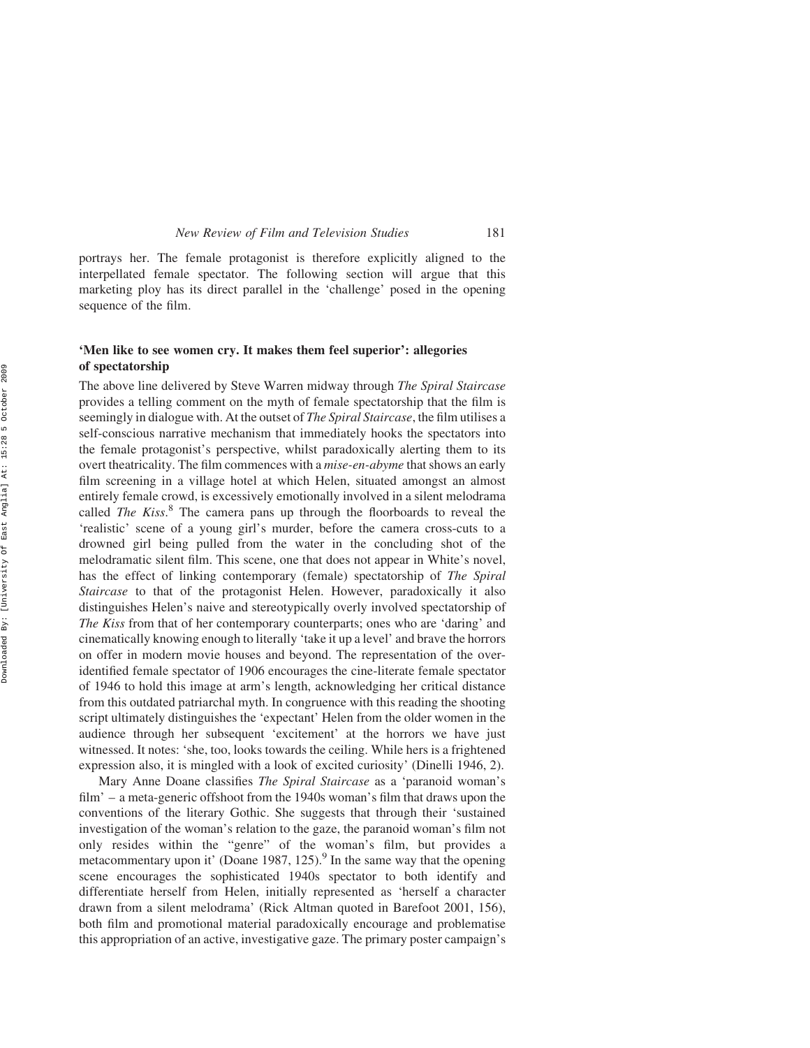portrays her. The female protagonist is therefore explicitly aligned to the interpellated female spectator. The following section will argue that this marketing ploy has its direct parallel in the 'challenge' posed in the opening sequence of the film.

## 'Men like to see women cry. It makes them feel superior': allegories of spectatorship

The above line delivered by Steve Warren midway through *The Spiral Staircase* provides a telling comment on the myth of female spectatorship that the film is seemingly in dialogue with. At the outset of *The Spiral Staircase*, the film utilises a self-conscious narrative mechanism that immediately hooks the spectators into the female protagonist's perspective, whilst paradoxically alerting them to its overt theatricality. The film commences with a *mise-en-abyme* that shows an early film screening in a village hotel at which Helen, situated amongst an almost entirely female crowd, is excessively emotionally involved in a silent melodrama called *The Kiss*.[8] The camera pans up through the floorboards to reveal the 'realistic' scene of a young girl's murder, before the camera cross-cuts to a drowned girl being pulled from the water in the concluding shot of the melodramatic silent film. This scene, one that does not appear in White's novel, has the effect of linking contemporary (female) spectatorship of *The Spiral Staircase* to that of the protagonist Helen. However, paradoxically it also distinguishes Helen's naive and stereotypically overly involved spectatorship of *The Kiss* from that of her contemporary counterparts; ones who are 'daring' and cinematically knowing enough to literally 'take it up a level' and brave the horrors on offer in modern movie houses and beyond. The representation of the over-identified female spectator of 1906 encourages the cine-literate female spectator of 1946 to hold this image at arm's length, acknowledging her critical distance from this outdated patriarchal myth. In congruence with this reading the shooting script ultimately distinguishes the 'expectant' Helen from the older women in the audience through her subsequent 'excitement' at the horrors we have just witnessed. It notes: 'she, too, looks towards the ceiling. While hers is a frightened expression also, it is mingled with a look of excited curiosity' (Dinelli 1946, 2).

Mary Anne Doane classifies *The Spiral Staircase* as a 'paranoid woman's film' – a meta-generic offshoot from the 1940s woman's film that draws upon the conventions of the literary Gothic. She suggests that through their 'sustained investigation of the woman's relation to the gaze, the paranoid woman's film not only resides within the "genre" of the woman's film, but provides a metacommentary upon it' (Doane 1987, 125).[9] In the same way that the opening scene encourages the sophisticated 1940s spectator to both identify and differentiate herself from Helen, initially represented as 'herself a character drawn from a silent melodrama' (Rick Altman quoted in Barefoot 2001, 156), both film and promotional material paradoxically encourage and problematise this appropriation of an active, investigative gaze. The primary poster campaign's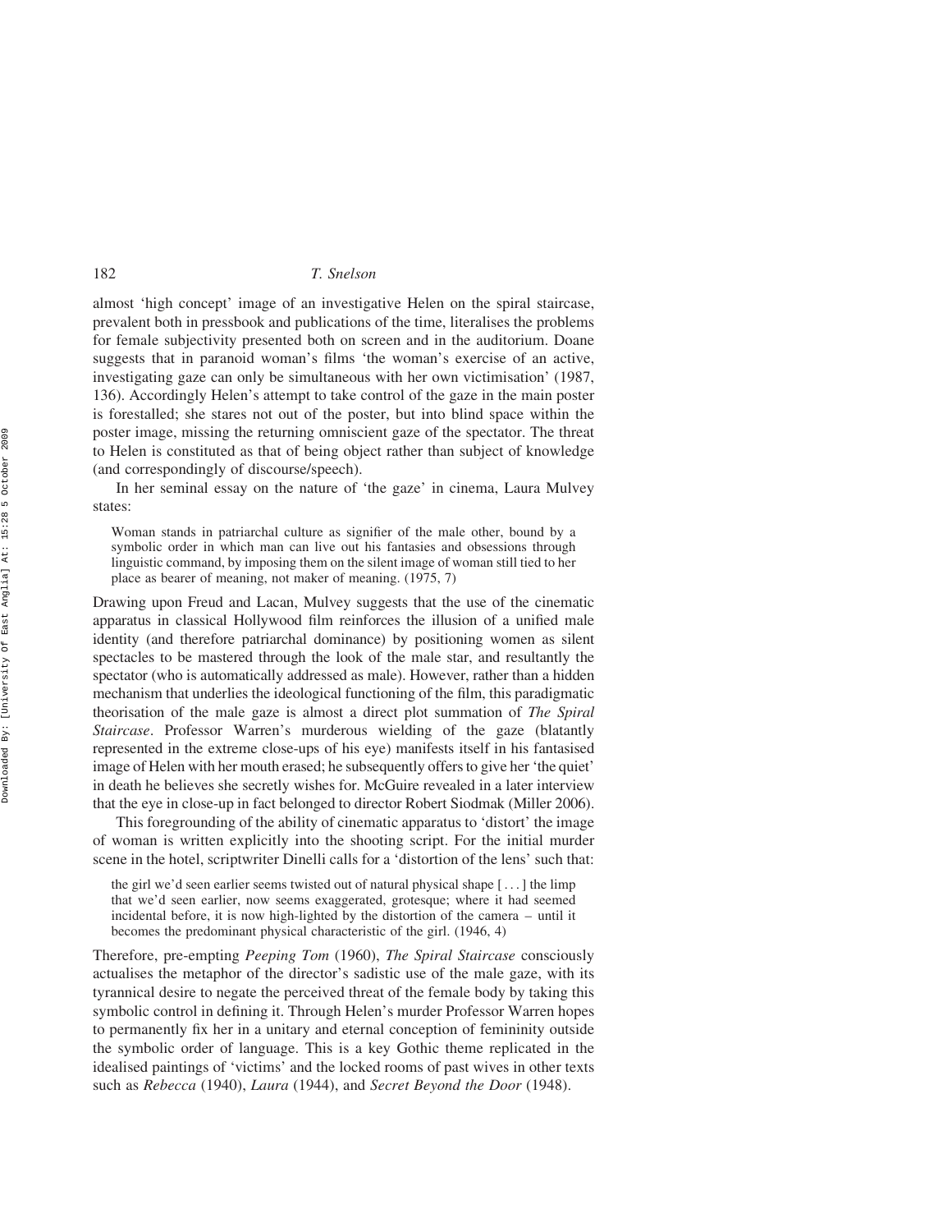almost 'high concept' image of an investigative Helen on the spiral staircase, prevalent both in pressbook and publications of the time, literalises the problems for female subjectivity presented both on screen and in the auditorium. Doane suggests that in paranoid woman's films 'the woman's exercise of an active, investigating gaze can only be simultaneous with her own victimisation' (1987, 136). Accordingly Helen's attempt to take control of the gaze in the main poster is forestalled; she stares not out of the poster, but into blind space within the poster image, missing the returning omniscient gaze of the spectator. The threat to Helen is constituted as that of being object rather than subject of knowledge (and correspondingly of discourse/speech).

In her seminal essay on the nature of 'the gaze' in cinema, Laura Mulvey states:

> Woman stands in patriarchal culture as signifier of the male other, bound by a symbolic order in which man can live out his fantasies and obsessions through linguistic command, by imposing them on the silent image of woman still tied to her place as bearer of meaning, not maker of meaning. (1975, 7)

Drawing upon Freud and Lacan, Mulvey suggests that the use of the cinematic apparatus in classical Hollywood film reinforces the illusion of a unified male identity (and therefore patriarchal dominance) by positioning women as silent spectacles to be mastered through the look of the male star, and resultantly the spectator (who is automatically addressed as male). However, rather than a hidden mechanism that underlies the ideological functioning of the film, this paradigmatic theorisation of the male gaze is almost a direct plot summation of *The Spiral Staircase*. Professor Warren's murderous wielding of the gaze (blatantly represented in the extreme close-ups of his eye) manifests itself in his fantasised image of Helen with her mouth erased; he subsequently offers to give her 'the quiet' in death he believes she secretly wishes for. McGuire revealed in a later interview that the eye in close-up in fact belonged to director Robert Siodmak (Miller 2006).

This foregrounding of the ability of cinematic apparatus to 'distort' the image of woman is written explicitly into the shooting script. For the initial murder scene in the hotel, scriptwriter Dinelli calls for a 'distortion of the lens' such that:

> the girl we'd seen earlier seems twisted out of natural physical shape [ . . . ] the limp that we'd seen earlier, now seems exaggerated, grotesque; where it had seemed incidental before, it is now high-lighted by the distortion of the camera – until it becomes the predominant physical characteristic of the girl. (1946, 4)

Therefore, pre-empting *Peeping Tom* (1960), *The Spiral Staircase* consciously actualises the metaphor of the director's sadistic use of the male gaze, with its tyrannical desire to negate the perceived threat of the female body by taking this symbolic control in defining it. Through Helen's murder Professor Warren hopes to permanently fix her in a unitary and eternal conception of femininity outside the symbolic order of language. This is a key Gothic theme replicated in the idealised paintings of 'victims' and the locked rooms of past wives in other texts such as *Rebecca* (1940), *Laura* (1944), and *Secret Beyond the Door* (1948).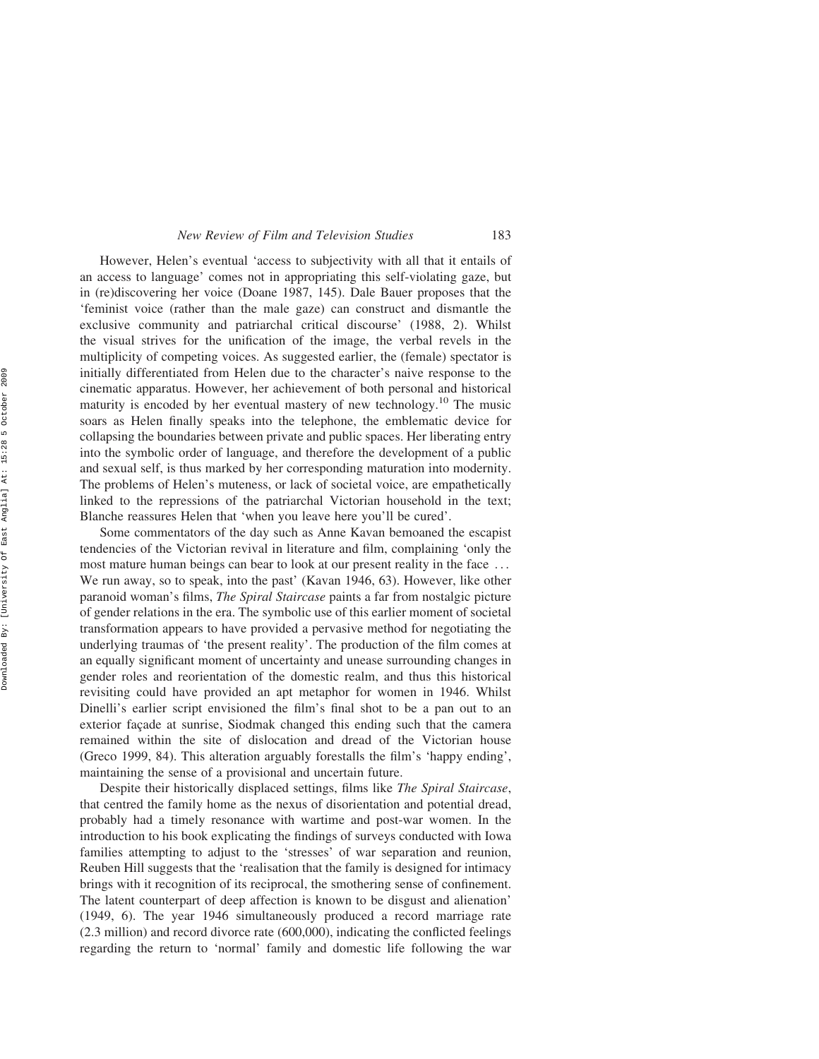However, Helen's eventual 'access to subjectivity with all that it entails of an access to language' comes not in appropriating this self-violating gaze, but in (re)discovering her voice (Doane 1987, 145). Dale Bauer proposes that the 'feminist voice (rather than the male gaze) can construct and dismantle the exclusive community and patriarchal critical discourse' (1988, 2). Whilst the visual strives for the unification of the image, the verbal revels in the multiplicity of competing voices. As suggested earlier, the (female) spectator is initially differentiated from Helen due to the character's naive response to the cinematic apparatus. However, her achievement of both personal and historical maturity is encoded by her eventual mastery of new technology.[10] The music soars as Helen finally speaks into the telephone, the emblematic device for collapsing the boundaries between private and public spaces. Her liberating entry into the symbolic order of language, and therefore the development of a public and sexual self, is thus marked by her corresponding maturation into modernity. The problems of Helen's muteness, or lack of societal voice, are empathetically linked to the repressions of the patriarchal Victorian household in the text; Blanche reassures Helen that 'when you leave here you'll be cured'.

Some commentators of the day such as Anne Kavan bemoaned the escapist tendencies of the Victorian revival in literature and film, complaining 'only the most mature human beings can bear to look at our present reality in the face ... We run away, so to speak, into the past' (Kavan 1946, 63). However, like other paranoid woman's films, *The Spiral Staircase* paints a far from nostalgic picture of gender relations in the era. The symbolic use of this earlier moment of societal transformation appears to have provided a pervasive method for negotiating the underlying traumas of 'the present reality'. The production of the film comes at an equally significant moment of uncertainty and unease surrounding changes in gender roles and reorientation of the domestic realm, and thus this historical revisiting could have provided an apt metaphor for women in 1946. Whilst Dinelli's earlier script envisioned the film's final shot to be a pan out to an exterior façade at sunrise, Siodmak changed this ending such that the camera remained within the site of dislocation and dread of the Victorian house (Greco 1999, 84). This alteration arguably forestalls the film's 'happy ending', maintaining the sense of a provisional and uncertain future.

Despite their historically displaced settings, films like *The Spiral Staircase*, that centred the family home as the nexus of disorientation and potential dread, probably had a timely resonance with wartime and post-war women. In the introduction to his book explicating the findings of surveys conducted with Iowa families attempting to adjust to the 'stresses' of war separation and reunion, Reuben Hill suggests that the 'realisation that the family is designed for intimacy brings with it recognition of its reciprocal, the smothering sense of confinement. The latent counterpart of deep affection is known to be disgust and alienation' (1949, 6). The year 1946 simultaneously produced a record marriage rate (2.3 million) and record divorce rate (600,000), indicating the conflicted feelings regarding the return to 'normal' family and domestic life following the war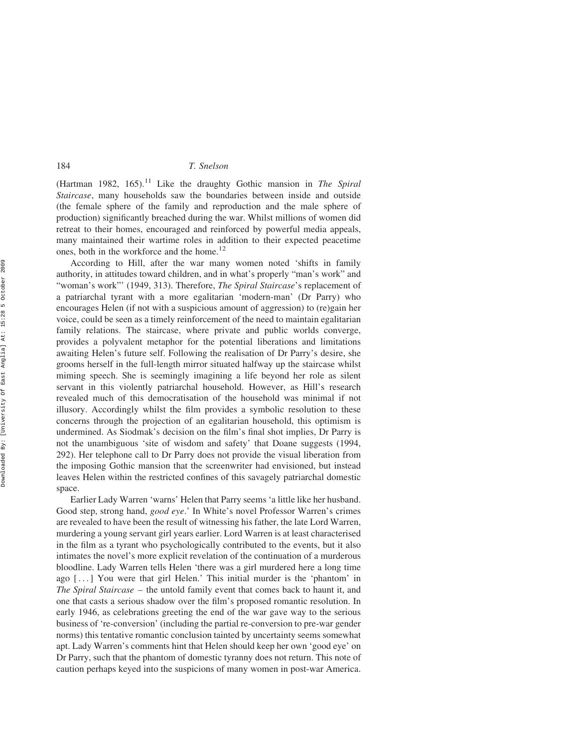(Hartman 1982, 165).[11] Like the draughty Gothic mansion in *The Spiral Staircase*, many households saw the boundaries between inside and outside (the female sphere of the family and reproduction and the male sphere of production) significantly breached during the war. Whilst millions of women did retreat to their homes, encouraged and reinforced by powerful media appeals, many maintained their wartime roles in addition to their expected peacetime ones, both in the workforce and the home.[12]

According to Hill, after the war many women noted 'shifts in family authority, in attitudes toward children, and in what's properly "man's work" and "woman's work"' (1949, 313). Therefore, *The Spiral Staircase*'s replacement of a patriarchal tyrant with a more egalitarian 'modern-man' (Dr Parry) who encourages Helen (if not with a suspicious amount of aggression) to (re)gain her voice, could be seen as a timely reinforcement of the need to maintain egalitarian family relations. The staircase, where private and public worlds converge, provides a polyvalent metaphor for the potential liberations and limitations awaiting Helen's future self. Following the realisation of Dr Parry's desire, she grooms herself in the full-length mirror situated halfway up the staircase whilst miming speech. She is seemingly imagining a life beyond her role as silent servant in this violently patriarchal household. However, as Hill's research revealed much of this democratisation of the household was minimal if not illusory. Accordingly whilst the film provides a symbolic resolution to these concerns through the projection of an egalitarian household, this optimism is undermined. As Siodmak's decision on the film's final shot implies, Dr Parry is not the unambiguous 'site of wisdom and safety' that Doane suggests (1994, 292). Her telephone call to Dr Parry does not provide the visual liberation from the imposing Gothic mansion that the screenwriter had envisioned, but instead leaves Helen within the restricted confines of this savagely patriarchal domestic space.

Earlier Lady Warren 'warns' Helen that Parry seems 'a little like her husband. Good step, strong hand, *good eye*.' In White's novel Professor Warren's crimes are revealed to have been the result of witnessing his father, the late Lord Warren, murdering a young servant girl years earlier. Lord Warren is at least characterised in the film as a tyrant who psychologically contributed to the events, but it also intimates the novel's more explicit revelation of the continuation of a murderous bloodline. Lady Warren tells Helen 'there was a girl murdered here a long time ago [...] You were that girl Helen.' This initial murder is the 'phantom' in *The Spiral Staircase* – the untold family event that comes back to haunt it, and one that casts a serious shadow over the film's proposed romantic resolution. In early 1946, as celebrations greeting the end of the war gave way to the serious business of 're-conversion' (including the partial re-conversion to pre-war gender norms) this tentative romantic conclusion tainted by uncertainty seems somewhat apt. Lady Warren's comments hint that Helen should keep her own 'good eye' on Dr Parry, such that the phantom of domestic tyranny does not return. This note of caution perhaps keyed into the suspicions of many women in post-war America.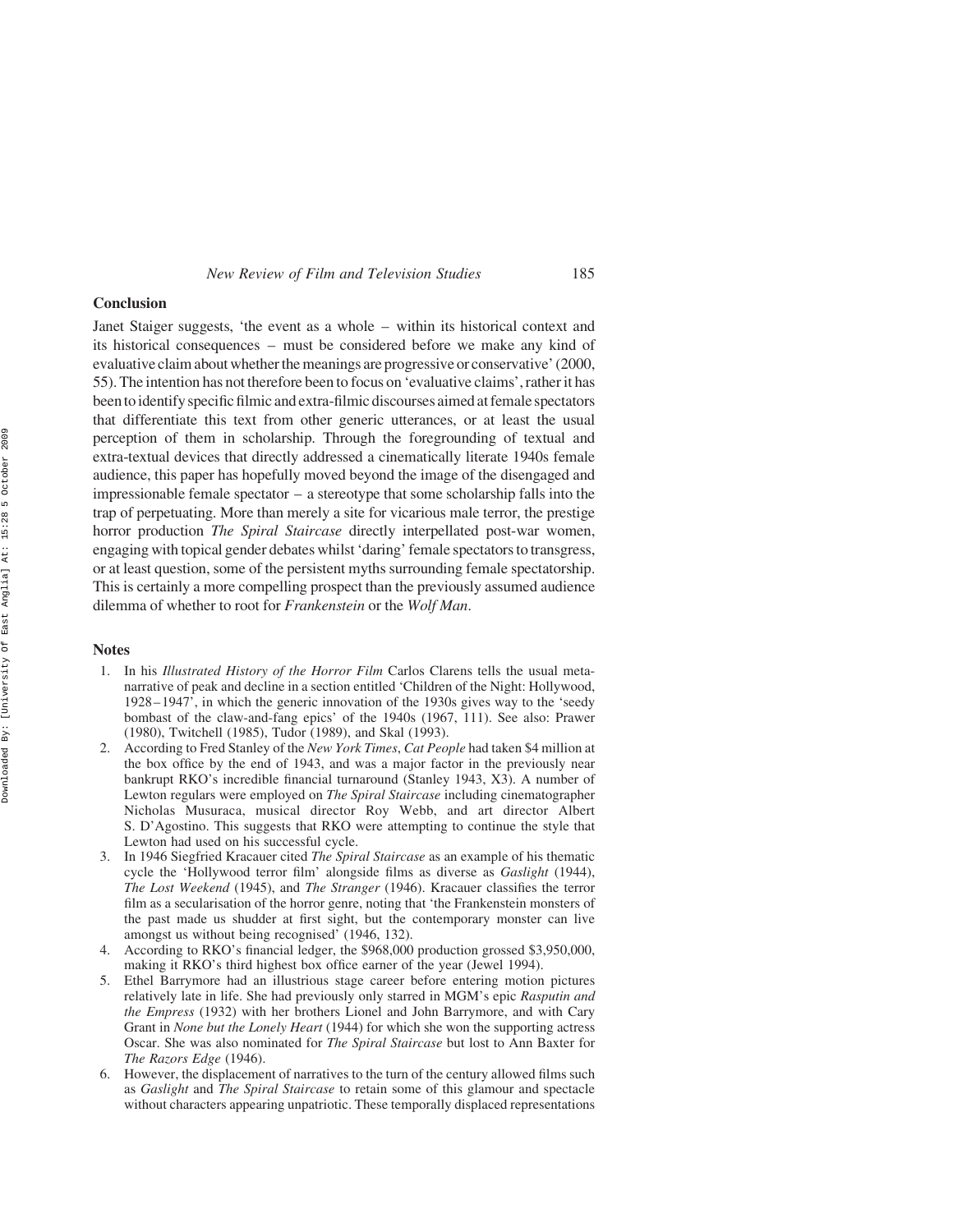## Conclusion

Janet Staiger suggests, 'the event as a whole – within its historical context and its historical consequences – must be considered before we make any kind of evaluative claim about whether the meanings are progressive or conservative' (2000, 55). The intention has not therefore been to focus on 'evaluative claims', rather it has been to identify specific filmic and extra-filmic discourses aimed at female spectators that differentiate this text from other generic utterances, or at least the usual perception of them in scholarship. Through the foregrounding of textual and extra-textual devices that directly addressed a cinematically literate 1940s female audience, this paper has hopefully moved beyond the image of the disengaged and impressionable female spectator – a stereotype that some scholarship falls into the trap of perpetuating. More than merely a site for vicarious male terror, the prestige horror production *The Spiral Staircase* directly interpellated post-war women, engaging with topical gender debates whilst 'daring' female spectators to transgress, or at least question, some of the persistent myths surrounding female spectatorship. This is certainly a more compelling prospect than the previously assumed audience dilemma of whether to root for *Frankenstein* or the *Wolf Man*.

## Notes

1. In his *Illustrated History of the Horror Film* Carlos Clarens tells the usual meta-narrative of peak and decline in a section entitled 'Children of the Night: Hollywood, 1928–1947', in which the generic innovation of the 1930s gives way to the 'seedy bombast of the claw-and-fang epics' of the 1940s (1967, 111). See also: Prawer (1980), Twitchell (1985), Tudor (1989), and Skal (1993).
2. According to Fred Stanley of the *New York Times*, *Cat People* had taken $4 million at the box office by the end of 1943, and was a major factor in the previously near bankrupt RKO's incredible financial turnaround (Stanley 1943, X3). A number of Lewton regulars were employed on *The Spiral Staircase* including cinematographer Nicholas Musuraca, musical director Roy Webb, and art director Albert S. D'Agostino. This suggests that RKO were attempting to continue the style that Lewton had used on his successful cycle.
3. In 1946 Siegfried Kracauer cited *The Spiral Staircase* as an example of his thematic cycle the 'Hollywood terror film' alongside films as diverse as *Gaslight* (1944), *The Lost Weekend* (1945), and *The Stranger* (1946). Kracauer classifies the terror film as a secularisation of the horror genre, noting that 'the Frankenstein monsters of the past made us shudder at first sight, but the contemporary monster can live amongst us without being recognised' (1946, 132).
4. According to RKO's financial ledger, the $968,000 production grossed $3,950,000, making it RKO's third highest box office earner of the year (Jewel 1994).
5. Ethel Barrymore had an illustrious stage career before entering motion pictures relatively late in life. She had previously only starred in MGM's epic *Rasputin and the Empress* (1932) with her brothers Lionel and John Barrymore, and with Cary Grant in *None but the Lonely Heart* (1944) for which she won the supporting actress Oscar. She was also nominated for *The Spiral Staircase* but lost to Ann Baxter for *The Razors Edge* (1946).
6. However, the displacement of narratives to the turn of the century allowed films such as *Gaslight* and *The Spiral Staircase* to retain some of this glamour and spectacle without characters appearing unpatriotic. These temporally displaced representations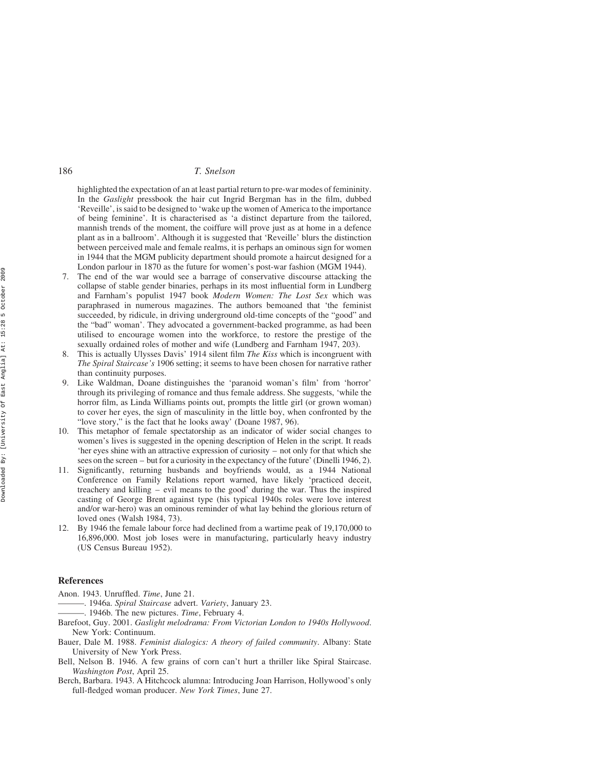highlighted the expectation of an at least partial return to pre-war modes of femininity. In the *Gaslight* pressbook the hair cut Ingrid Bergman has in the film, dubbed 'Reveille', is said to be designed to 'wake up the women of America to the importance of being feminine'. It is characterised as 'a distinct departure from the tailored, mannish trends of the moment, the coiffure will prove just as at home in a defence plant as in a ballroom'. Although it is suggested that 'Reveille' blurs the distinction between perceived male and female realms, it is perhaps an ominous sign for women in 1944 that the MGM publicity department should promote a haircut designed for a London parlour in 1870 as the future for women's post-war fashion (MGM 1944).

7. The end of the war would see a barrage of conservative discourse attacking the collapse of stable gender binaries, perhaps in its most influential form in Lundberg and Farnham's populist 1947 book *Modern Women: The Lost Sex* which was paraphrased in numerous magazines. The authors bemoaned that 'the feminist succeeded, by ridicule, in driving underground old-time concepts of the "good" and the "bad" woman'. They advocated a government-backed programme, as had been utilised to encourage women into the workforce, to restore the prestige of the sexually ordained roles of mother and wife (Lundberg and Farnham 1947, 203).
8. This is actually Ulysses Davis' 1914 silent film *The Kiss* which is incongruent with *The Spiral Staircase's* 1906 setting; it seems to have been chosen for narrative rather than continuity purposes.
9. Like Waldman, Doane distinguishes the 'paranoid woman's film' from 'horror' through its privileging of romance and thus female address. She suggests, 'while the horror film, as Linda Williams points out, prompts the little girl (or grown woman) to cover her eyes, the sign of masculinity in the little boy, when confronted by the "love story," is the fact that he looks away' (Doane 1987, 96).
10. This metaphor of female spectatorship as an indicator of wider social changes to women's lives is suggested in the opening description of Helen in the script. It reads 'her eyes shine with an attractive expression of curiosity – not only for that which she sees on the screen – but for a curiosity in the expectancy of the future' (Dinelli 1946, 2).
11. Significantly, returning husbands and boyfriends would, as a 1944 National Conference on Family Relations report warned, have likely 'practiced deceit, treachery and killing – evil means to the good' during the war. Thus the inspired casting of George Brent against type (his typical 1940s roles were love interest and/or war-hero) was an ominous reminder of what lay behind the glorious return of loved ones (Walsh 1984, 73).
12. By 1946 the female labour force had declined from a wartime peak of 19,170,000 to 16,896,000. Most job loses were in manufacturing, particularly heavy industry (US Census Bureau 1952).

## References

Anon. 1943. Unruffled. *Time*, June 21.

———. 1946a. *Spiral Staircase* advert. *Variety*, January 23.

———. 1946b. The new pictures. *Time*, February 4.

Barefoot, Guy. 2001. *Gaslight melodrama: From Victorian London to 1940s Hollywood*. New York: Continuum.

Bauer, Dale M. 1988. *Feminist dialogics: A theory of failed community*. Albany: State University of New York Press.

Bell, Nelson B. 1946. A few grains of corn can't hurt a thriller like Spiral Staircase. *Washington Post*, April 25.

Berch, Barbara. 1943. A Hitchcock alumna: Introducing Joan Harrison, Hollywood's only full-fledged woman producer. *New York Times*, June 27.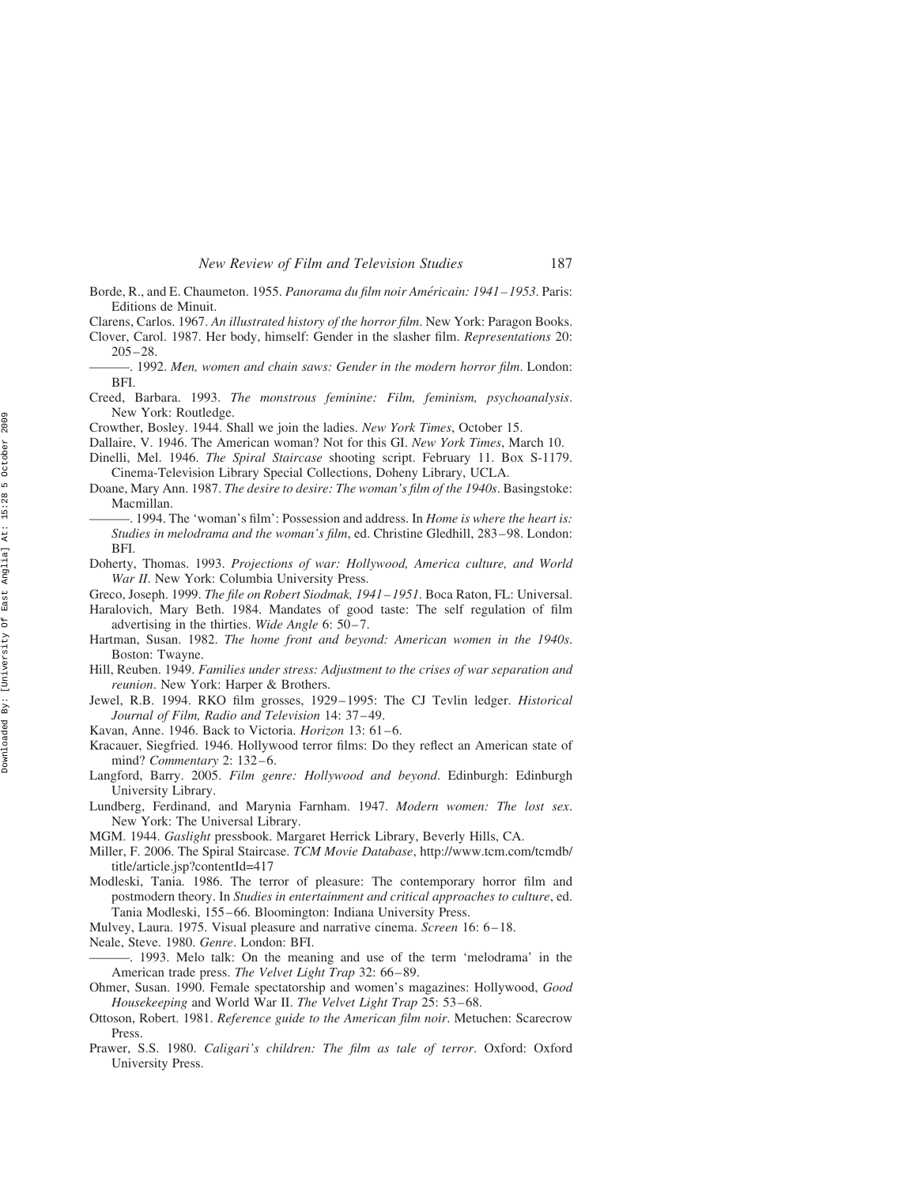Borde, R., and E. Chaumeton. 1955. *Panorama du film noir Américain: 1941–1953*. Paris: Editions de Minuit.

Clarens, Carlos. 1967. *An illustrated history of the horror film*. New York: Paragon Books.

Clover, Carol. 1987. Her body, himself: Gender in the slasher film. *Representations* 20: 205–28.

———. 1992. *Men, women and chain saws: Gender in the modern horror film*. London: BFI.

Creed, Barbara. 1993. *The monstrous feminine: Film, feminism, psychoanalysis*. New York: Routledge.

Crowther, Bosley. 1944. Shall we join the ladies. *New York Times*, October 15.

Dallaire, V. 1946. The American woman? Not for this GI. *New York Times*, March 10.

Dinelli, Mel. 1946. *The Spiral Staircase* shooting script. February 11. Box S-1179. Cinema-Television Library Special Collections, Doheny Library, UCLA.

Doane, Mary Ann. 1987. *The desire to desire: The woman's film of the 1940s*. Basingstoke: Macmillan.

———. 1994. The 'woman's film': Possession and address. In *Home is where the heart is: Studies in melodrama and the woman's film*, ed. Christine Gledhill, 283–98. London: BFI.

Doherty, Thomas. 1993. *Projections of war: Hollywood, America culture, and World War II*. New York: Columbia University Press.

Greco, Joseph. 1999. *The file on Robert Siodmak, 1941–1951*. Boca Raton, FL: Universal.

Haralovich, Mary Beth. 1984. Mandates of good taste: The self regulation of film advertising in the thirties. *Wide Angle* 6: 50–7.

Hartman, Susan. 1982. *The home front and beyond: American women in the 1940s*. Boston: Twayne.

Hill, Reuben. 1949. *Families under stress: Adjustment to the crises of war separation and reunion*. New York: Harper & Brothers.

Jewel, R.B. 1994. RKO film grosses, 1929–1995: The CJ Tevlin ledger. *Historical Journal of Film, Radio and Television* 14: 37–49.

Kavan, Anne. 1946. Back to Victoria. *Horizon* 13: 61–6.

Kracauer, Siegfried. 1946. Hollywood terror films: Do they reflect an American state of mind? *Commentary* 2: 132–6.

Langford, Barry. 2005. *Film genre: Hollywood and beyond*. Edinburgh: Edinburgh University Library.

Lundberg, Ferdinand, and Marynia Farnham. 1947. *Modern women: The lost sex*. New York: The Universal Library.

MGM. 1944. *Gaslight* pressbook. Margaret Herrick Library, Beverly Hills, CA.

Miller, F. 2006. The Spiral Staircase. *TCM Movie Database*, http://www.tcm.com/tcmdb/title/article.jsp?contentId=417

Modleski, Tania. 1986. The terror of pleasure: The contemporary horror film and postmodern theory. In *Studies in entertainment and critical approaches to culture*, ed. Tania Modleski, 155–66. Bloomington: Indiana University Press.

Mulvey, Laura. 1975. Visual pleasure and narrative cinema. *Screen* 16: 6–18.

Neale, Steve. 1980. *Genre*. London: BFI.

———. 1993. Melo talk: On the meaning and use of the term 'melodrama' in the American trade press. *The Velvet Light Trap* 32: 66–89.

Ohmer, Susan. 1990. Female spectatorship and women's magazines: Hollywood, *Good Housekeeping* and World War II. *The Velvet Light Trap* 25: 53–68.

Ottoson, Robert. 1981. *Reference guide to the American film noir*. Metuchen: Scarecrow Press.

Prawer, S.S. 1980. *Caligari's children: The film as tale of terror*. Oxford: Oxford University Press.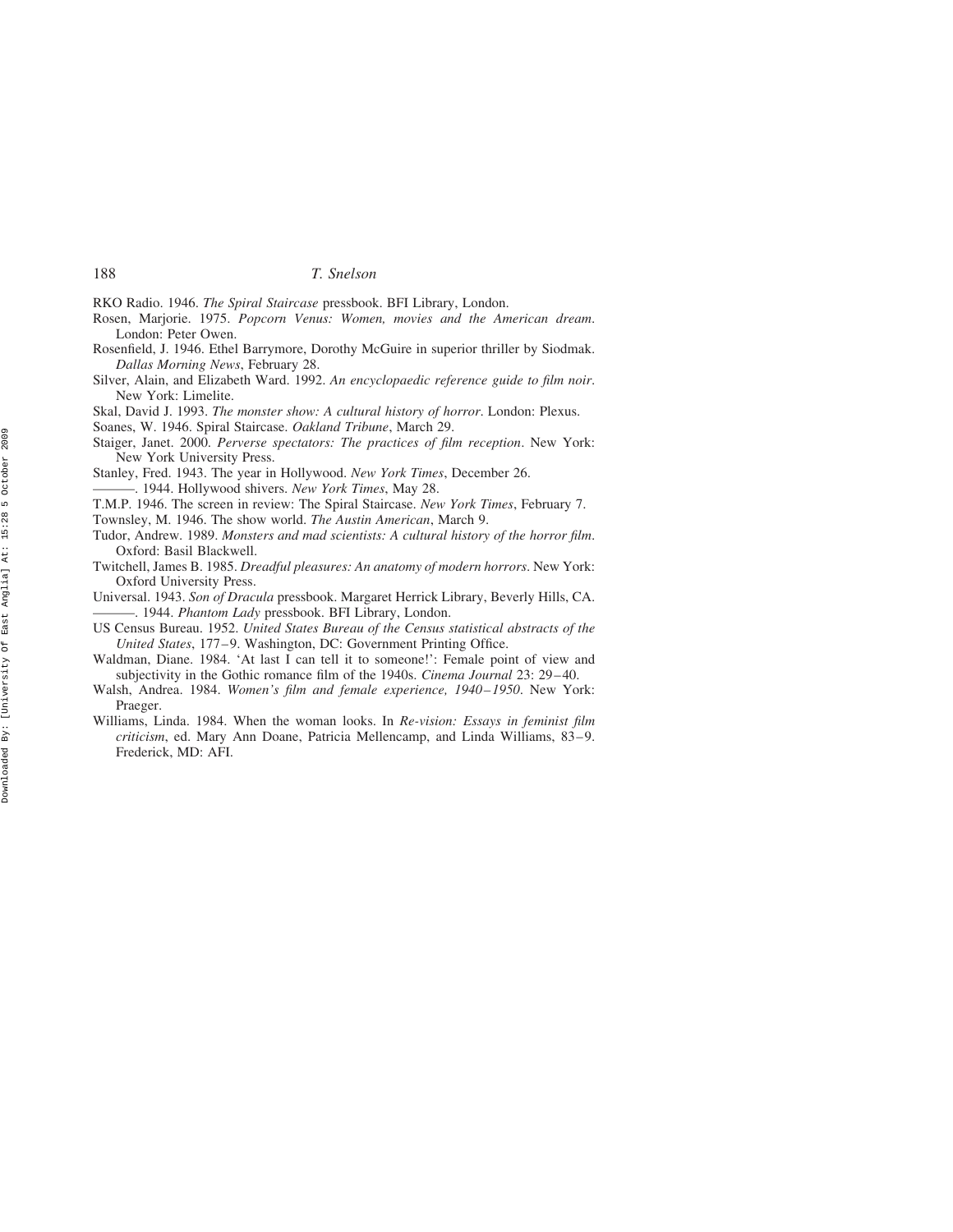RKO Radio. 1946. *The Spiral Staircase* pressbook. BFI Library, London.

Rosen, Marjorie. 1975. *Popcorn Venus: Women, movies and the American dream*. London: Peter Owen.

Rosenfield, J. 1946. Ethel Barrymore, Dorothy McGuire in superior thriller by Siodmak. *Dallas Morning News*, February 28.

Silver, Alain, and Elizabeth Ward. 1992. *An encyclopaedic reference guide to film noir*. New York: Limelite.

Skal, David J. 1993. *The monster show: A cultural history of horror*. London: Plexus.

Soanes, W. 1946. Spiral Staircase. *Oakland Tribune*, March 29.

Staiger, Janet. 2000. *Perverse spectators: The practices of film reception*. New York: New York University Press.

Stanley, Fred. 1943. The year in Hollywood. *New York Times*, December 26.

———. 1944. Hollywood shivers. *New York Times*, May 28.

T.M.P. 1946. The screen in review: The Spiral Staircase. *New York Times*, February 7.

Townsley, M. 1946. The show world. *The Austin American*, March 9.

Tudor, Andrew. 1989. *Monsters and mad scientists: A cultural history of the horror film*. Oxford: Basil Blackwell.

Twitchell, James B. 1985. *Dreadful pleasures: An anatomy of modern horrors*. New York: Oxford University Press.

Universal. 1943. *Son of Dracula* pressbook. Margaret Herrick Library, Beverly Hills, CA.

———. 1944. *Phantom Lady* pressbook. BFI Library, London.

US Census Bureau. 1952. *United States Bureau of the Census statistical abstracts of the United States*, 177–9. Washington, DC: Government Printing Office.

Waldman, Diane. 1984. 'At last I can tell it to someone!': Female point of view and subjectivity in the Gothic romance film of the 1940s. *Cinema Journal* 23: 29–40.

Walsh, Andrea. 1984. *Women's film and female experience, 1940–1950*. New York: Praeger.

Williams, Linda. 1984. When the woman looks. In *Re-vision: Essays in feminist film criticism*, ed. Mary Ann Doane, Patricia Mellencamp, and Linda Williams, 83–9. Frederick, MD: AFI.